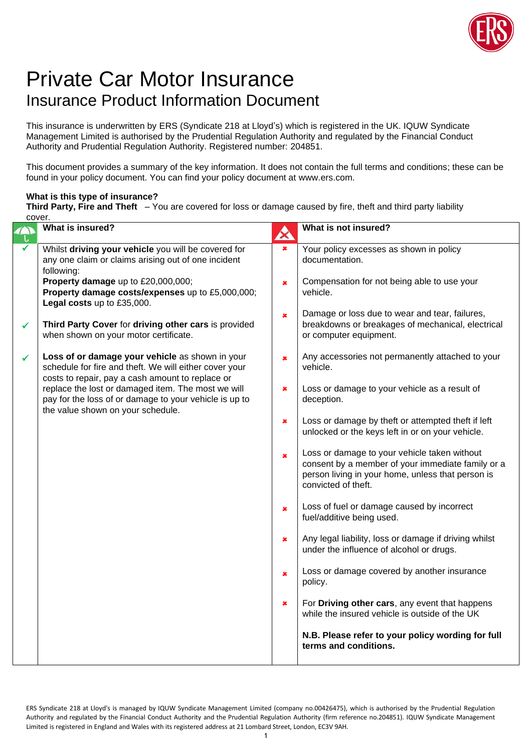# Private Car Motor Insurance

## Insurance Product Information Document

This insurance is underwritten by ERS (Syndicate 218 at Lloyd's) which is registered in the UK. IQUW Syndicate Management Limited is authorised by the Prudential Regulation Authority and regulated by the Financial Conduct Authority and Prudential Regulation Authority. Registered number: 204851.

This document provides a summary of the key information. It does not contain the full terms and conditions; these can be found in your policy document. You can find your policy document at www.ers.com.

**What is this type of insurance?**

**Third Party, Fire and Theft** – You are covered for loss or damage caused by fire, theft and third party liability cover.

### What is insured?

- ✓ Whilst **driving your vehicle** you will be covered for any one claim or claims arising out of one incident following:
  **Property damage** up to £20,000,000;
  **Property damage costs/expenses** up to £5,000,000;
  **Legal costs** up to £35,000.
- ✓ **Third Party Cover** for **driving other cars** is provided when shown on your motor certificate.
- ✓ **Loss of or damage your vehicle** as shown in your schedule for fire and theft. We will either cover your costs to repair, pay a cash amount to replace or replace the lost or damaged item. The most we will pay for the loss of or damage to your vehicle is up to the value shown on your schedule.

### What is not insured?

- ✗ Your policy excesses as shown in policy documentation.
- ✗ Compensation for not being able to use your vehicle.
- ✗ Damage or loss due to wear and tear, failures, breakdowns or breakages of mechanical, electrical or computer equipment.
- ✗ Any accessories not permanently attached to your vehicle.
- ✗ Loss or damage to your vehicle as a result of deception.
- ✗ Loss or damage by theft or attempted theft if left unlocked or the keys left in or on your vehicle.
- ✗ Loss or damage to your vehicle taken without consent by a member of your immediate family or a person living in your home, unless that person is convicted of theft.
- ✗ Loss of fuel or damage caused by incorrect fuel/additive being used.
- ✗ Any legal liability, loss or damage if driving whilst under the influence of alcohol or drugs.
- ✗ Loss or damage covered by another insurance policy.
- ✗ For **Driving other cars**, any event that happens while the insured vehicle is outside of the UK

**N.B. Please refer to your policy wording for full terms and conditions.**

ERS Syndicate 218 at Lloyd's is managed by IQUW Syndicate Management Limited (company no.00426475), which is authorised by the Prudential Regulation Authority and regulated by the Financial Conduct Authority and the Prudential Regulation Authority (firm reference no.204851). IQUW Syndicate Management Limited is registered in England and Wales with its registered address at 21 Lombard Street, London, EC3V 9AH.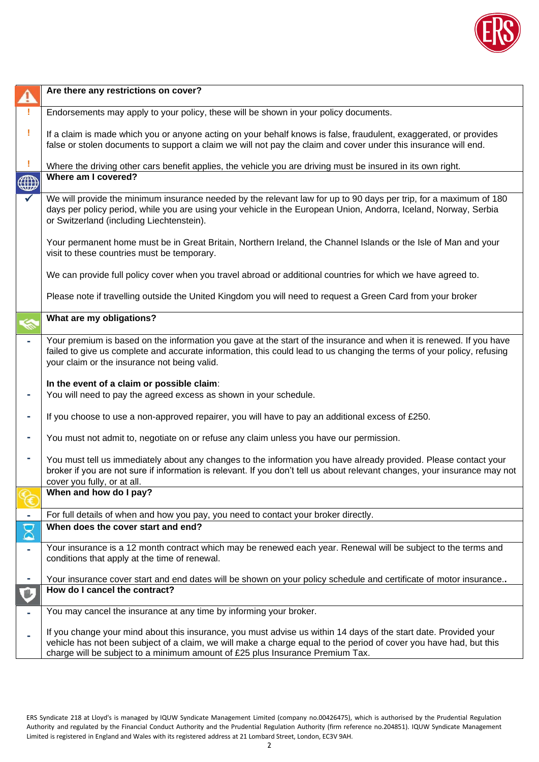### Are there any restrictions on cover?

- Endorsements may apply to your policy, these will be shown in your policy documents.
- If a claim is made which you or anyone acting on your behalf knows is false, fraudulent, exaggerated, or provides false or stolen documents to support a claim we will not pay the claim and cover under this insurance will end.
- Where the driving other cars benefit applies, the vehicle you are driving must be insured in its own right.

### Where am I covered?

✓ We will provide the minimum insurance needed by the relevant law for up to 90 days per trip, for a maximum of 180 days per policy period, while you are using your vehicle in the European Union, Andorra, Iceland, Norway, Serbia or Switzerland (including Liechtenstein).

Your permanent home must be in Great Britain, Northern Ireland, the Channel Islands or the Isle of Man and your visit to these countries must be temporary.

We can provide full policy cover when you travel abroad or additional countries for which we have agreed to.

Please note if travelling outside the United Kingdom you will need to request a Green Card from your broker

### What are my obligations?

- Your premium is based on the information you gave at the start of the insurance and when it is renewed. If you have failed to give us complete and accurate information, this could lead to us changing the terms of your policy, refusing your claim or the insurance not being valid.

**In the event of a claim or possible claim**:

- You will need to pay the agreed excess as shown in your schedule.
- If you choose to use a non-approved repairer, you will have to pay an additional excess of £250.
- You must not admit to, negotiate on or refuse any claim unless you have our permission.
- You must tell us immediately about any changes to the information you have already provided. Please contact your broker if you are not sure if information is relevant. If you don't tell us about relevant changes, your insurance may not cover you fully, or at all.

### When and how do I pay?

- For full details of when and how you pay, you need to contact your broker directly.

### When does the cover start and end?

- Your insurance is a 12 month contract which may be renewed each year. Renewal will be subject to the terms and conditions that apply at the time of renewal.
- Your insurance cover start and end dates will be shown on your policy schedule and certificate of motor insurance..

### How do I cancel the contract?

- You may cancel the insurance at any time by informing your broker.
- If you change your mind about this insurance, you must advise us within 14 days of the start date. Provided your vehicle has not been subject of a claim, we will make a charge equal to the period of cover you have had, but this charge will be subject to a minimum amount of £25 plus Insurance Premium Tax.

ERS Syndicate 218 at Lloyd's is managed by IQUW Syndicate Management Limited (company no.00426475), which is authorised by the Prudential Regulation Authority and regulated by the Financial Conduct Authority and the Prudential Regulation Authority (firm reference no.204851). IQUW Syndicate Management Limited is registered in England and Wales with its registered address at 21 Lombard Street, London, EC3V 9AH.